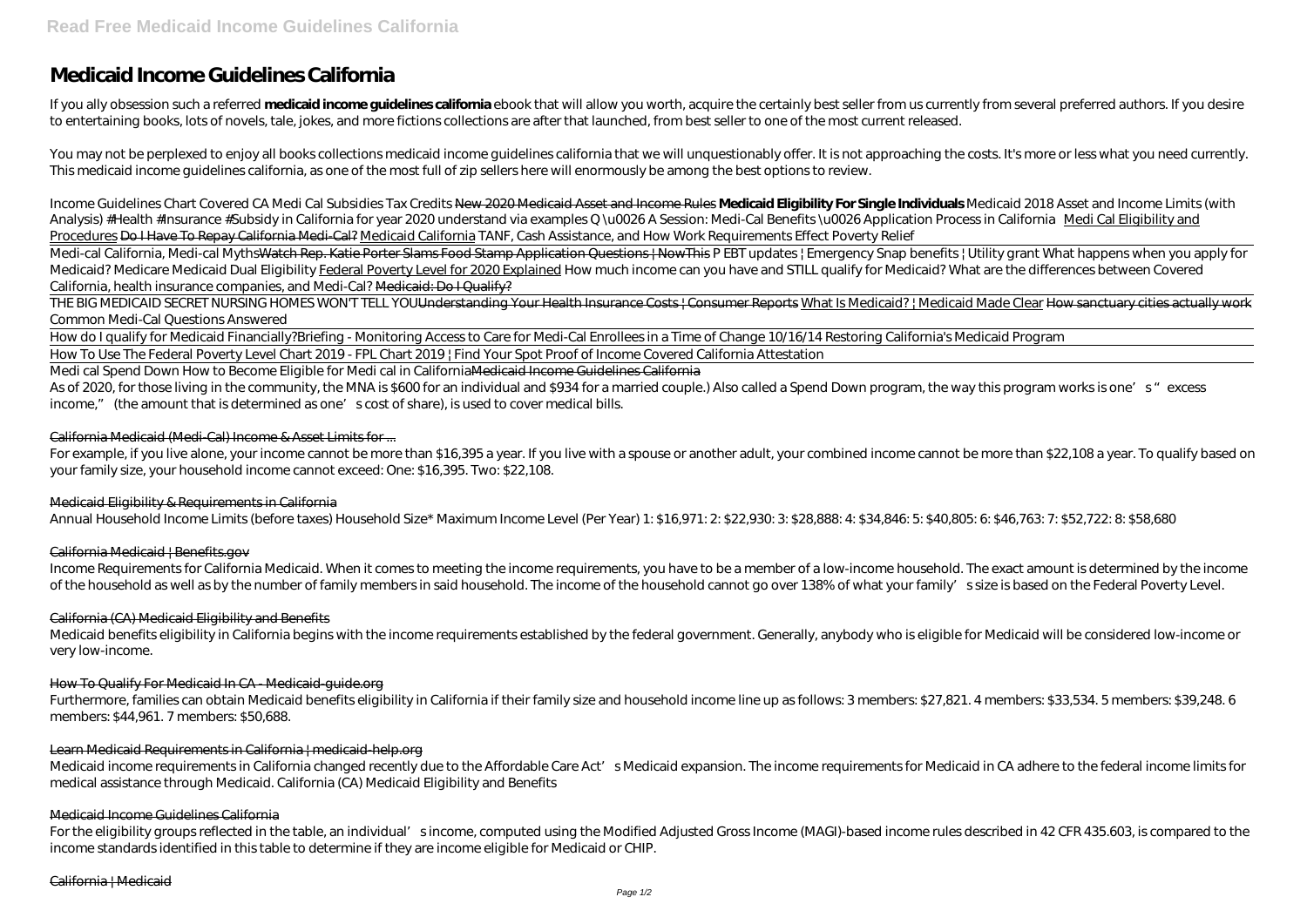# Medicaid Income Guidelines California

If you ally obsession such a referred **medicaid income guidelines california** ebook that will allow you worth, acquire the certainly best seller from us currently from several preferred authors. If you desire to entertaining books, lots of novels, tale, jokes, and more fictions collections are after that launched, from best seller to one of the most current released.

You may not be perplexed to enjoy all books collections medicaid income guidelines california that we will unquestionably offer. It is not approaching the costs. It's more or less what you need currently. This medicaid income guidelines california, as one of the most full of zip sellers here will enormously be among the best options to review.

*Income Guidelines Chart Covered CA Medi Cal Subsidies Tax Credits* ~~New 2020 Medicaid Asset and Income Rules~~ **Medicaid Eligibility For Single Individuals** *Medicaid 2018 Asset and Income Limits (with Analysis) #Health #Insurance #Subsidy in California for year 2020 understand via examples Q \u0026 A Session: Medi-Cal Benefits \u0026 Application Process in California* Medi Cal Eligibility and Procedures ~~Do I Have To Repay California Medi-Cal?~~ Medicaid California *TANF, Cash Assistance, and How Work Requirements Effect Poverty Relief*

Medi-cal California, Medi-cal Myths~~Watch Rep. Katie Porter Slams Food Stamp Application Questions | NowThis~~ *P EBT updates | Emergency Snap benefits | Utility grant What happens when you apply for Medicaid? Medicare Medicaid Dual Eligibility* Federal Poverty Level for 2020 Explained *How much income can you have and STILL qualify for Medicaid? What are the differences between Covered California, health insurance companies, and Medi-Cal?* ~~Medicaid: Do I Qualify?~~

THE BIG MEDICAID SECRET NURSING HOMES WON'T TELL YOU~~Understanding Your Health Insurance Costs | Consumer Reports~~ What Is Medicaid? | Medicaid Made Clear ~~How sanctuary cities actually work~~ *Common Medi-Cal Questions Answered*

How do I qualify for Medicaid Financially?*Briefing - Monitoring Access to Care for Medi-Cal Enrollees in a Time of Change 10/16/14 Restoring California's Medicaid Program*

How To Use The Federal Poverty Level Chart 2019 - FPL Chart 2019 | Find Your Spot *Proof of Income Covered California Attestation*

Medi cal Spend Down How to Become Eligible for Medi cal in California~~Medicaid Income Guidelines California~~

As of 2020, for those living in the community, the MNA is $600 for an individual and $934 for a married couple.) Also called a Spend Down program, the way this program works is one's "excess income," (the amount that is determined as one's cost of share), is used to cover medical bills.

## California Medicaid (Medi-Cal) Income & Asset Limits for ...

For example, if you live alone, your income cannot be more than $16,395 a year. If you live with a spouse or another adult, your combined income cannot be more than $22,108 a year. To qualify based on your family size, your household income cannot exceed: One: $16,395. Two: $22,108.

## Medicaid Eligibility & Requirements in California

Annual Household Income Limits (before taxes) Household Size* Maximum Income Level (Per Year) 1: $16,971: 2: $22,930: 3: $28,888: 4: $34,846: 5: $40,805: 6: $46,763: 7: $52,722: 8: $58,680

## California Medicaid | Benefits.gov

Income Requirements for California Medicaid. When it comes to meeting the income requirements, you have to be a member of a low-income household. The exact amount is determined by the income of the household as well as by the number of family members in said household. The income of the household cannot go over 138% of what your family's size is based on the Federal Poverty Level.

## California (CA) Medicaid Eligibility and Benefits

Medicaid benefits eligibility in California begins with the income requirements established by the federal government. Generally, anybody who is eligible for Medicaid will be considered low-income or very low-income.

## How To Qualify For Medicaid In CA - Medicaid-guide.org

Furthermore, families can obtain Medicaid benefits eligibility in California if their family size and household income line up as follows: 3 members: $27,821. 4 members: $33,534. 5 members: $39,248. 6 members: $44,961. 7 members: $50,688.

## Learn Medicaid Requirements in California | medicaid-help.org

Medicaid income requirements in California changed recently due to the Affordable Care Act's Medicaid expansion. The income requirements for Medicaid in CA adhere to the federal income limits for medical assistance through Medicaid. California (CA) Medicaid Eligibility and Benefits

## Medicaid Income Guidelines California

For the eligibility groups reflected in the table, an individual's income, computed using the Modified Adjusted Gross Income (MAGI)-based income rules described in 42 CFR 435.603, is compared to the income standards identified in this table to determine if they are income eligible for Medicaid or CHIP.

## California | Medicaid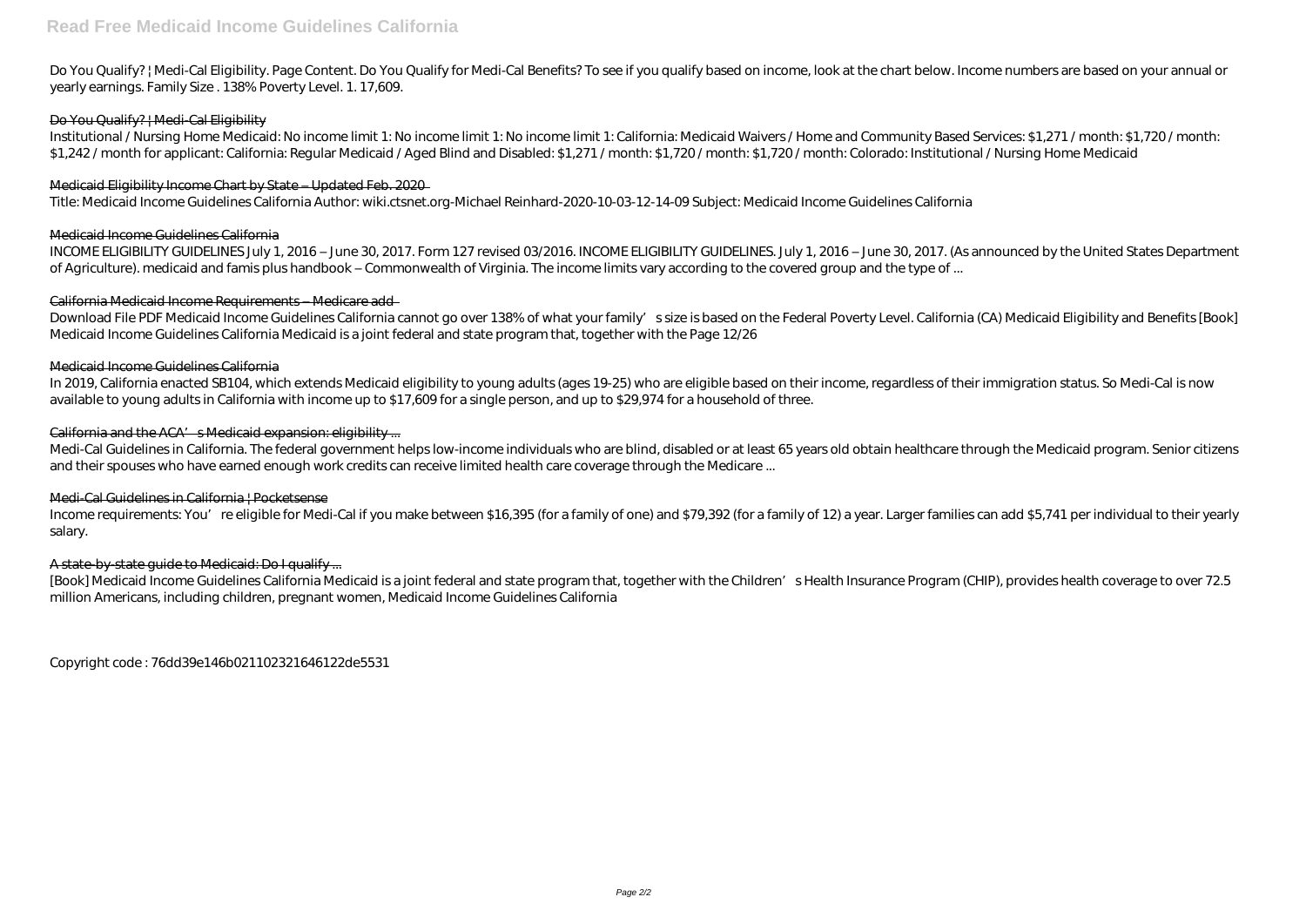Do You Qualify? | Medi-Cal Eligibility. Page Content. Do You Qualify for Medi-Cal Benefits? To see if you qualify based on income, look at the chart below. Income numbers are based on your annual or yearly earnings. Family Size . 138% Poverty Level. 1. 17,609.

### Do You Qualify? | Medi-Cal Eligibility

Institutional / Nursing Home Medicaid: No income limit 1: No income limit 1: No income limit 1: California: Medicaid Waivers / Home and Community Based Services: $1,271 / month: $1,720 / month: $1,242 / month for applicant: California: Regular Medicaid / Aged Blind and Disabled: $1,271 / month: $1,720 / month: $1,720 / month: Colorado: Institutional / Nursing Home Medicaid

### Medicaid Eligibility Income Chart by State – Updated Feb. 2020

Title: Medicaid Income Guidelines California Author: wiki.ctsnet.org-Michael Reinhard-2020-10-03-12-14-09 Subject: Medicaid Income Guidelines California

### Medicaid Income Guidelines California

INCOME ELIGIBILITY GUIDELINES July 1, 2016 – June 30, 2017. Form 127 revised 03/2016. INCOME ELIGIBILITY GUIDELINES. July 1, 2016 – June 30, 2017. (As announced by the United States Department of Agriculture). medicaid and famis plus handbook – Commonwealth of Virginia. The income limits vary according to the covered group and the type of ...

### California Medicaid Income Requirements – Medicare add

Download File PDF Medicaid Income Guidelines California cannot go over 138% of what your family's size is based on the Federal Poverty Level. California (CA) Medicaid Eligibility and Benefits [Book] Medicaid Income Guidelines California Medicaid is a joint federal and state program that, together with the Page 12/26

### Medicaid Income Guidelines California

In 2019, California enacted SB104, which extends Medicaid eligibility to young adults (ages 19-25) who are eligible based on their income, regardless of their immigration status. So Medi-Cal is now available to young adults in California with income up to $17,609 for a single person, and up to $29,974 for a household of three.

### California and the ACA's Medicaid expansion: eligibility ...

Medi-Cal Guidelines in California. The federal government helps low-income individuals who are blind, disabled or at least 65 years old obtain healthcare through the Medicaid program. Senior citizens and their spouses who have earned enough work credits can receive limited health care coverage through the Medicare ...

### Medi-Cal Guidelines in California | Pocketsense

Income requirements: You're eligible for Medi-Cal if you make between $16,395 (for a family of one) and $79,392 (for a family of 12) a year. Larger families can add $5,741 per individual to their yearly salary.

### A state-by-state guide to Medicaid: Do I qualify ...

[Book] Medicaid Income Guidelines California Medicaid is a joint federal and state program that, together with the Children's Health Insurance Program (CHIP), provides health coverage to over 72.5 million Americans, including children, pregnant women, Medicaid Income Guidelines California

Copyright code : 76dd39e146b021102321646122de5531